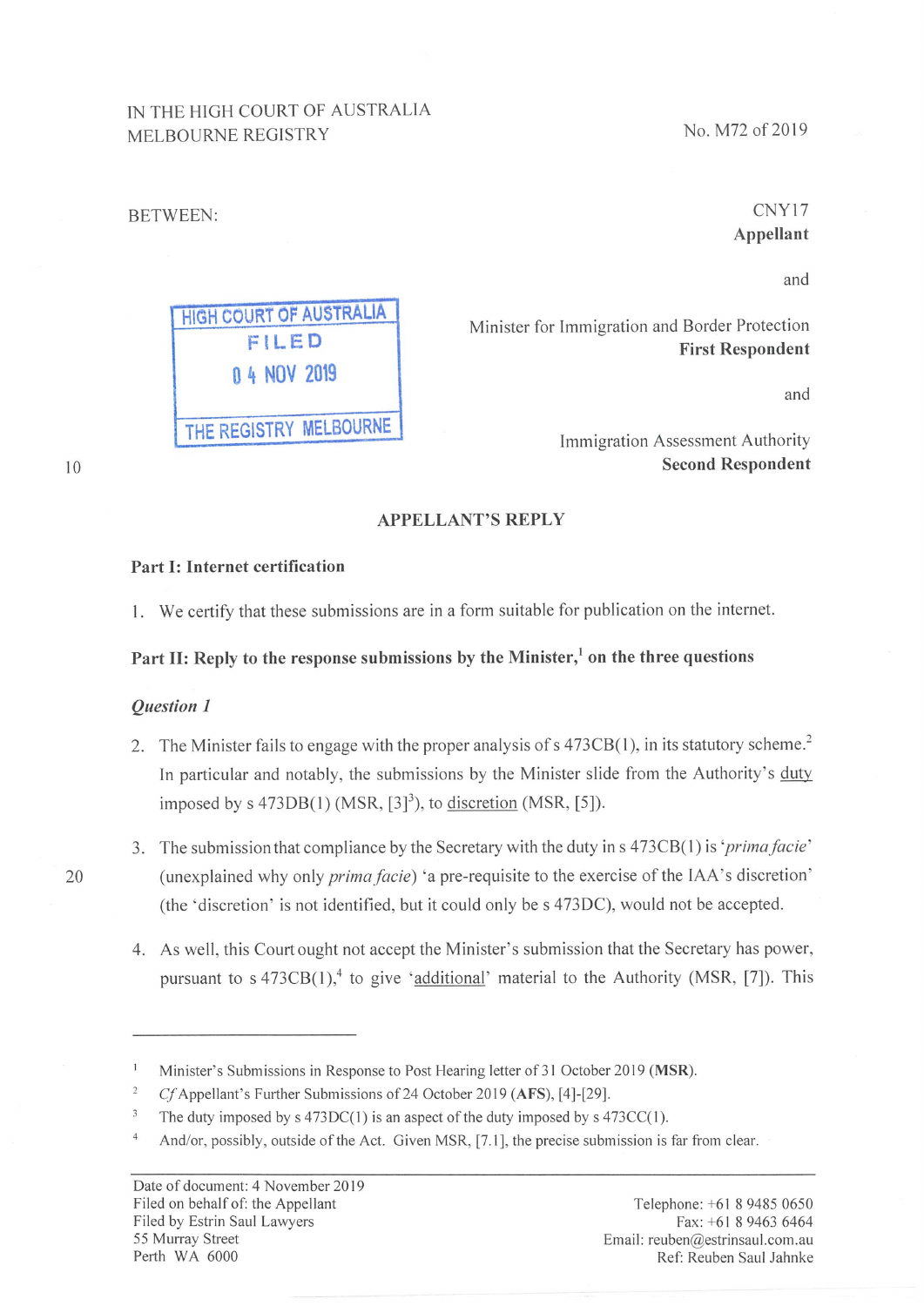IN THE HIGH COURT OF AUSTRALIA
MELBOURNE REGISTRY

No. M72 of 2019

BETWEEN:

CNY17
**Appellant**

and

Minister for Immigration and Border Protection
**First Respondent**

and

Immigration Assessment Authority
**Second Respondent**

HIGH COURT OF AUSTRALIA
FILED
04 NOV 2019
THE REGISTRY MELBOURNE

## APPELLANT'S REPLY

### Part I: Internet certification

1. We certify that these submissions are in a form suitable for publication on the internet.

### Part II: Reply to the response submissions by the Minister,[1] on the three questions

#### *Question 1*

2. The Minister fails to engage with the proper analysis of s 473CB(1), in its statutory scheme.[2] In particular and notably, the submissions by the Minister slide from the Authority's duty imposed by s 473DB(1) (MSR, [3][3]), to discretion (MSR, [5]).

3. The submission that compliance by the Secretary with the duty in s 473CB(1) is '*prima facie*' (unexplained why only *prima facie*) 'a pre-requisite to the exercise of the IAA's discretion' (the 'discretion' is not identified, but it could only be s 473DC), would not be accepted.

4. As well, this Court ought not accept the Minister's submission that the Secretary has power, pursuant to s 473CB(1),[4] to give 'additional' material to the Authority (MSR, [7]). This

---

[1] Minister's Submissions in Response to Post Hearing letter of 31 October 2019 (**MSR**).

[2] *Cf* Appellant's Further Submissions of 24 October 2019 (**AFS**), [4]-[29].

[3] The duty imposed by s 473DC(1) is an aspect of the duty imposed by s 473CC(1).

[4] And/or, possibly, outside of the Act. Given MSR, [7.1], the precise submission is far from clear.

Date of document: 4 November 2019
Filed on behalf of: the Appellant
Filed by Estrin Saul Lawyers
55 Murray Street
Perth WA 6000

Telephone: +61 8 9485 0650
Fax: +61 8 9463 6464
Email: reuben@estrinsaul.com.au
Ref: Reuben Saul Jahnke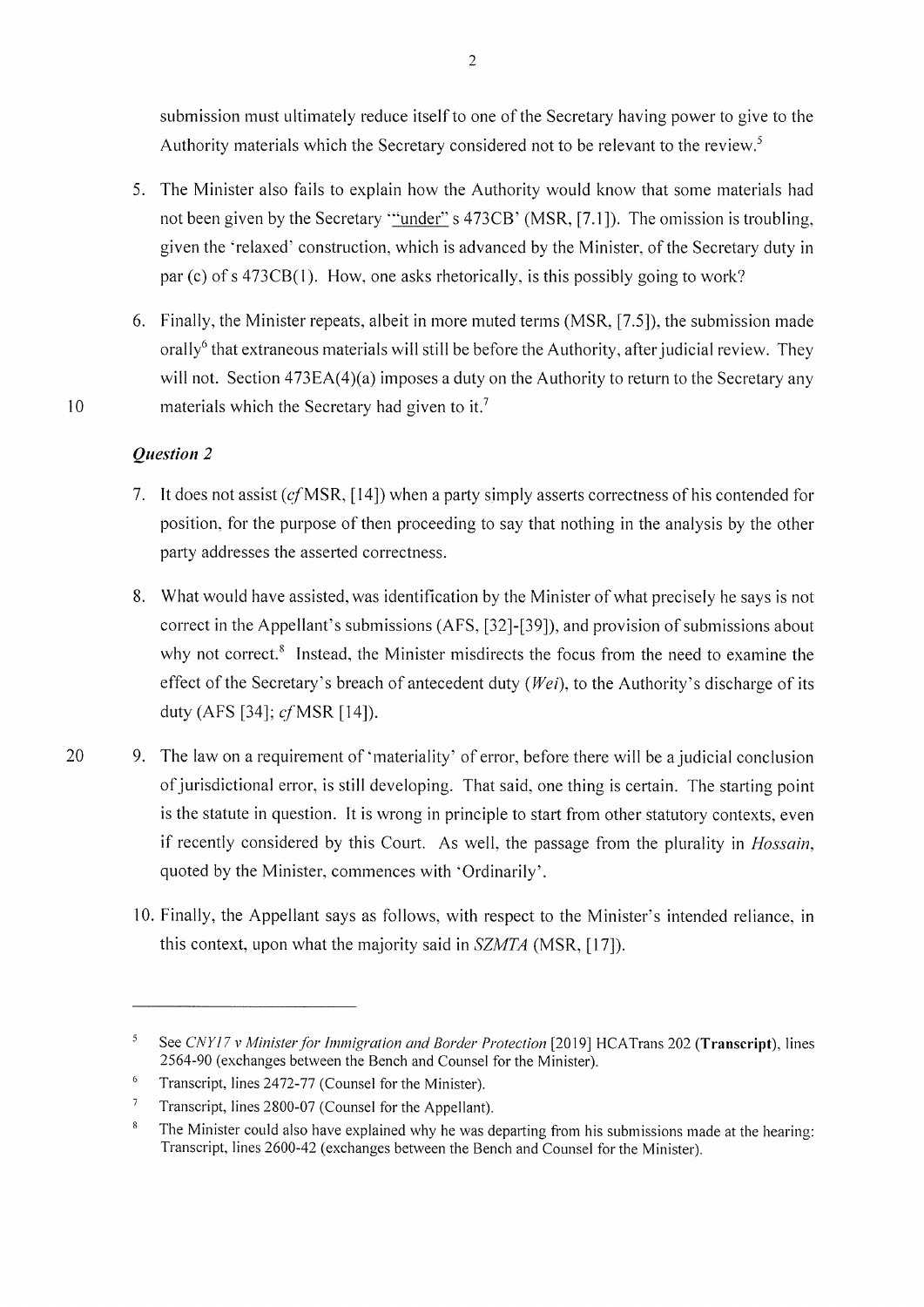submission must ultimately reduce itself to one of the Secretary having power to give to the Authority materials which the Secretary considered not to be relevant to the review.[5]

5. The Minister also fails to explain how the Authority would know that some materials had not been given by the Secretary '"under" s 473CB' (MSR, [7.1]). The omission is troubling, given the 'relaxed' construction, which is advanced by the Minister, of the Secretary duty in par (c) of s 473CB(1). How, one asks rhetorically, is this possibly going to work?

6. Finally, the Minister repeats, albeit in more muted terms (MSR, [7.5]), the submission made orally[6] that extraneous materials will still be before the Authority, after judicial review. They will not. Section 473EA(4)(a) imposes a duty on the Authority to return to the Secretary any materials which the Secretary had given to it.[7]

### *Question 2*

7. It does not assist (*cf* MSR, [14]) when a party simply asserts correctness of his contended for position, for the purpose of then proceeding to say that nothing in the analysis by the other party addresses the asserted correctness.

8. What would have assisted, was identification by the Minister of what precisely he says is not correct in the Appellant's submissions (AFS, [32]-[39]), and provision of submissions about why not correct.[8] Instead, the Minister misdirects the focus from the need to examine the effect of the Secretary's breach of antecedent duty (*Wei*), to the Authority's discharge of its duty (AFS [34]; *cf* MSR [14]).

9. The law on a requirement of 'materiality' of error, before there will be a judicial conclusion of jurisdictional error, is still developing. That said, one thing is certain. The starting point is the statute in question. It is wrong in principle to start from other statutory contexts, even if recently considered by this Court. As well, the passage from the plurality in *Hossain*, quoted by the Minister, commences with 'Ordinarily'.

10. Finally, the Appellant says as follows, with respect to the Minister's intended reliance, in this context, upon what the majority said in *SZMTA* (MSR, [17]).

---

[5] See *CNY17 v Minister for Immigration and Border Protection* [2019] HCATrans 202 (**Transcript**), lines 2564-90 (exchanges between the Bench and Counsel for the Minister).

[6] Transcript, lines 2472-77 (Counsel for the Minister).

[7] Transcript, lines 2800-07 (Counsel for the Appellant).

[8] The Minister could also have explained why he was departing from his submissions made at the hearing: Transcript, lines 2600-42 (exchanges between the Bench and Counsel for the Minister).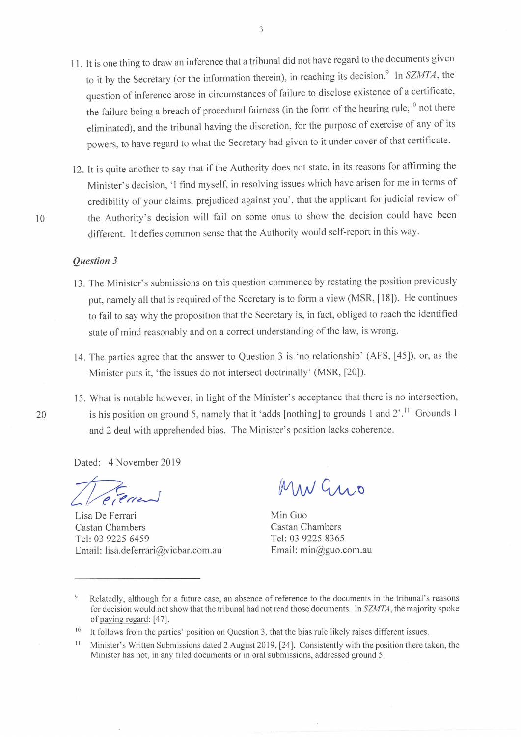11. It is one thing to draw an inference that a tribunal did not have regard to the documents given to it by the Secretary (or the information therein), in reaching its decision.[9] In *SZMTA*, the question of inference arose in circumstances of failure to disclose existence of a certificate, the failure being a breach of procedural fairness (in the form of the hearing rule,[10] not there eliminated), and the tribunal having the discretion, for the purpose of exercise of any of its powers, to have regard to what the Secretary had given to it under cover of that certificate.

12. It is quite another to say that if the Authority does not state, in its reasons for affirming the Minister's decision, 'I find myself, in resolving issues which have arisen for me in terms of credibility of your claims, prejudiced against you', that the applicant for judicial review of the Authority's decision will fail on some onus to show the decision could have been different. It defies common sense that the Authority would self-report in this way.

### *Question 3*

13. The Minister's submissions on this question commence by restating the position previously put, namely all that is required of the Secretary is to form a view (MSR, [18]). He continues to fail to say why the proposition that the Secretary is, in fact, obliged to reach the identified state of mind reasonably and on a correct understanding of the law, is wrong.

14. The parties agree that the answer to Question 3 is 'no relationship' (AFS, [45]), or, as the Minister puts it, 'the issues do not intersect doctrinally' (MSR, [20]).

15. What is notable however, in light of the Minister's acceptance that there is no intersection, is his position on ground 5, namely that it 'adds [nothing] to grounds 1 and 2'.[11] Grounds 1 and 2 deal with apprehended bias. The Minister's position lacks coherence.

Dated: 4 November 2019

Lisa De Ferrari
Castan Chambers
Tel: 03 9225 6459
Email: lisa.deferrari@vicbar.com.au

Min Guo
Castan Chambers
Tel: 03 9225 8365
Email: min@guo.com.au

---

[9] Relatedly, although for a future case, an absence of reference to the documents in the tribunal's reasons for decision would not show that the tribunal had not read those documents. In *SZMTA*, the majority spoke of paying regard: [47].

[10] It follows from the parties' position on Question 3, that the bias rule likely raises different issues.

[11] Minister's Written Submissions dated 2 August 2019, [24]. Consistently with the position there taken, the Minister has not, in any filed documents or in oral submissions, addressed ground 5.